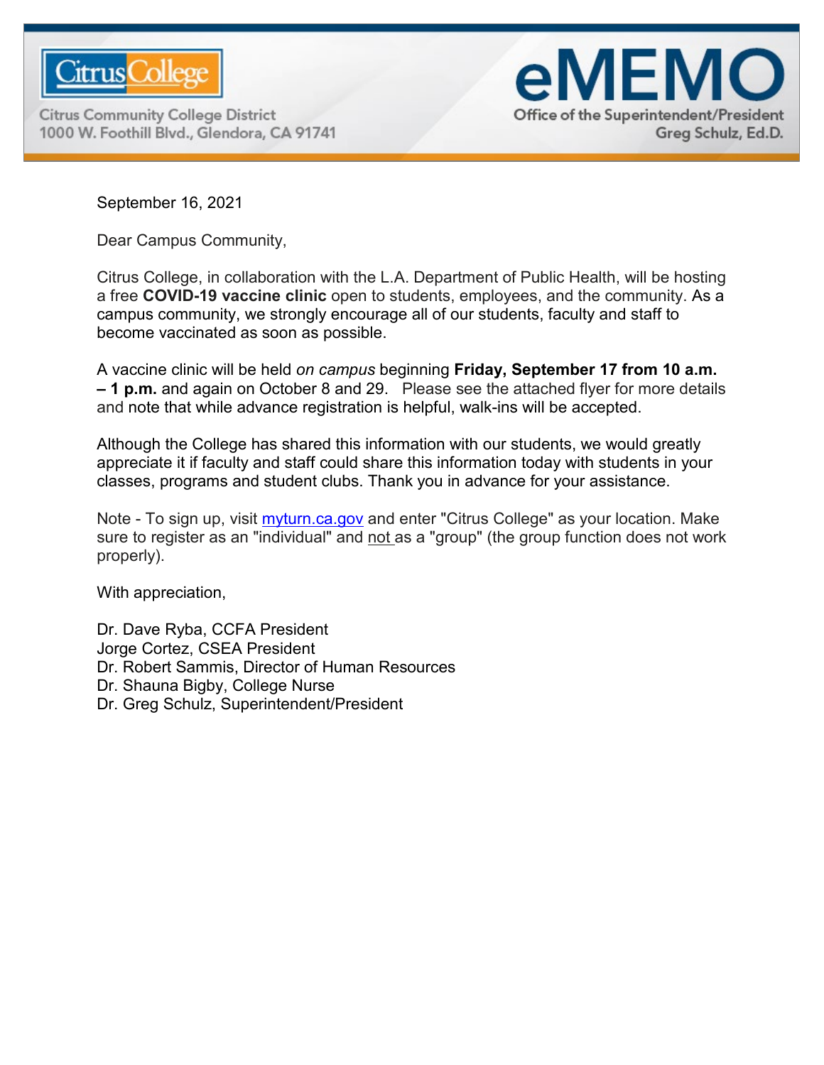Citrus College

Citrus Community College District
1000 W. Foothill Blvd., Glendora, CA 91741

# eMEMO

Office of the Superintendent/President
Greg Schulz, Ed.D.

September 16, 2021

Dear Campus Community,

Citrus College, in collaboration with the L.A. Department of Public Health, will be hosting a free **COVID-19 vaccine clinic** open to students, employees, and the community. As a campus community, we strongly encourage all of our students, faculty and staff to become vaccinated as soon as possible.

A vaccine clinic will be held *on campus* beginning **Friday, September 17 from 10 a.m. – 1 p.m.** and again on October 8 and 29. Please see the attached flyer for more details and note that while advance registration is helpful, walk-ins will be accepted.

Although the College has shared this information with our students, we would greatly appreciate it if faculty and staff could share this information today with students in your classes, programs and student clubs. Thank you in advance for your assistance.

Note - To sign up, visit [myturn.ca.gov](myturn.ca.gov) and enter "Citrus College" as your location. Make sure to register as an "individual" and not as a "group" (the group function does not work properly).

With appreciation,

Dr. Dave Ryba, CCFA President
Jorge Cortez, CSEA President
Dr. Robert Sammis, Director of Human Resources
Dr. Shauna Bigby, College Nurse
Dr. Greg Schulz, Superintendent/President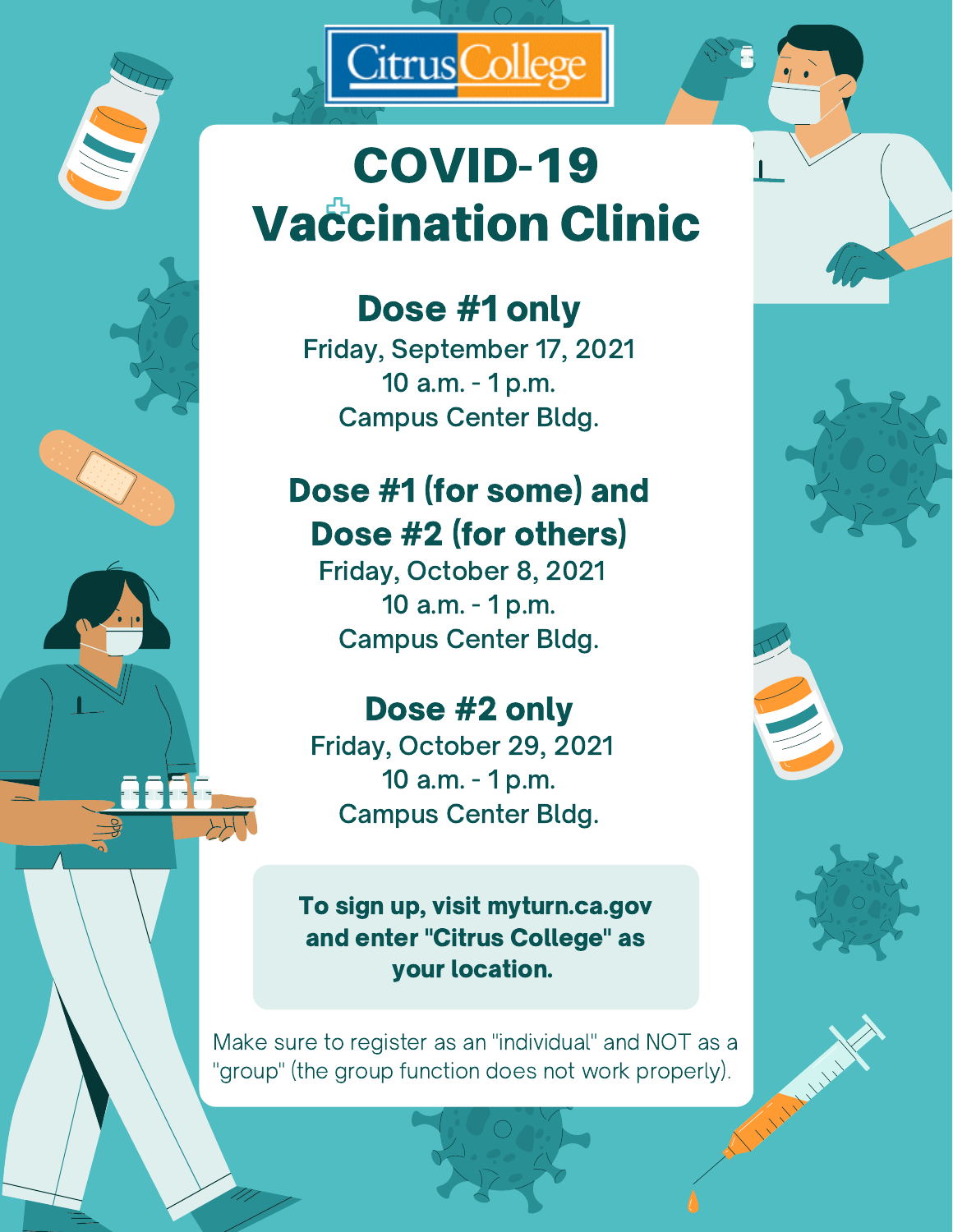Citrus College

# COVID-19 Vaccination Clinic

## Dose #1 only

Friday, September 17, 2021
10 a.m. - 1 p.m.
Campus Center Bldg.

## Dose #1 (for some) and Dose #2 (for others)

Friday, October 8, 2021
10 a.m. - 1 p.m.
Campus Center Bldg.

## Dose #2 only

Friday, October 29, 2021
10 a.m. - 1 p.m.
Campus Center Bldg.

**To sign up, visit myturn.ca.gov and enter "Citrus College" as your location.**

Make sure to register as an "individual" and NOT as a "group" (the group function does not work properly).